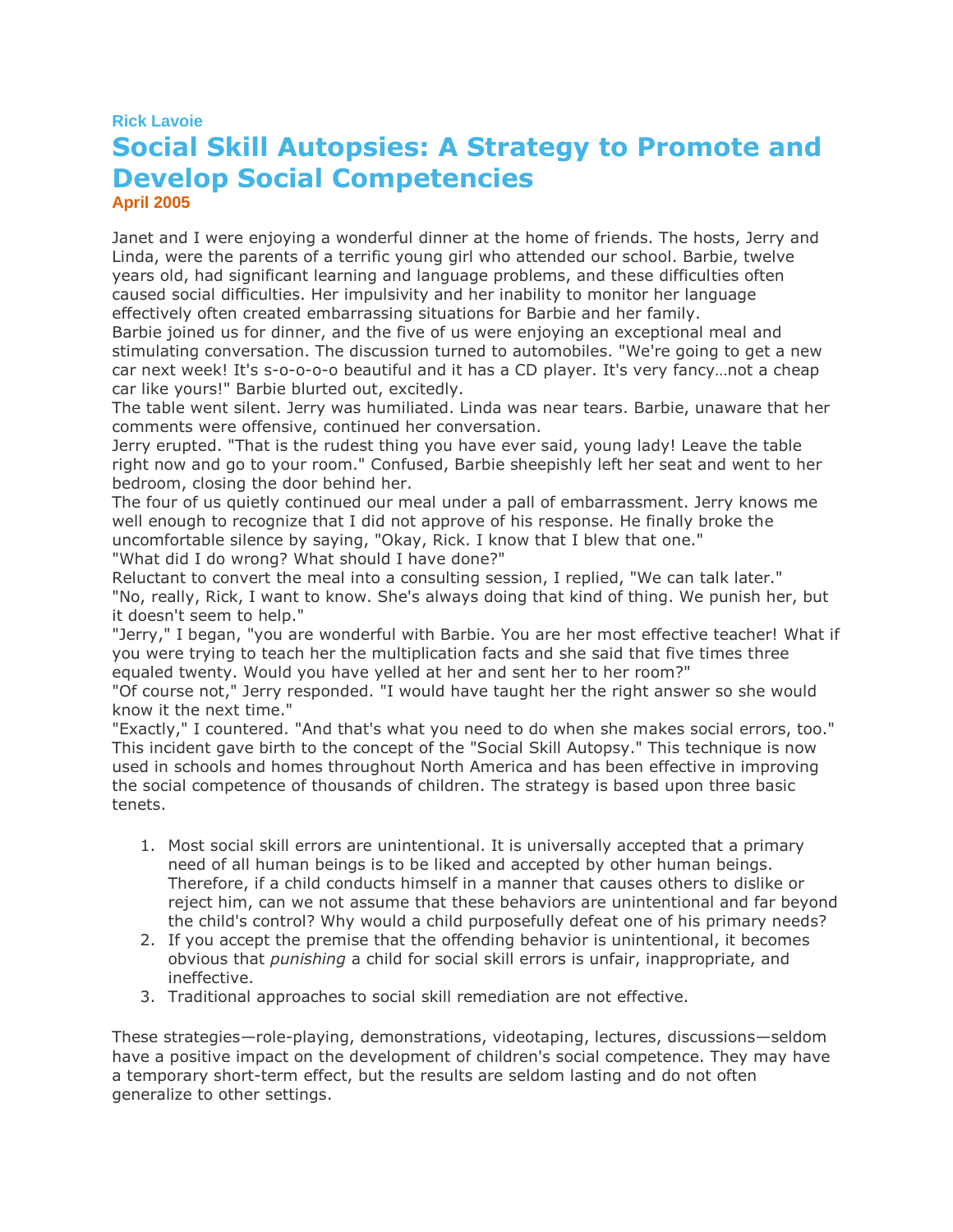**Rick Lavoie**

# Social Skill Autopsies: A Strategy to Promote and Develop Social Competencies

**April 2005**

Janet and I were enjoying a wonderful dinner at the home of friends. The hosts, Jerry and Linda, were the parents of a terrific young girl who attended our school. Barbie, twelve years old, had significant learning and language problems, and these difficulties often caused social difficulties. Her impulsivity and her inability to monitor her language effectively often created embarrassing situations for Barbie and her family.

Barbie joined us for dinner, and the five of us were enjoying an exceptional meal and stimulating conversation. The discussion turned to automobiles. "We're going to get a new car next week! It's s-o-o-o-o beautiful and it has a CD player. It's very fancy…not a cheap car like yours!" Barbie blurted out, excitedly.

The table went silent. Jerry was humiliated. Linda was near tears. Barbie, unaware that her comments were offensive, continued her conversation.

Jerry erupted. "That is the rudest thing you have ever said, young lady! Leave the table right now and go to your room." Confused, Barbie sheepishly left her seat and went to her bedroom, closing the door behind her.

The four of us quietly continued our meal under a pall of embarrassment. Jerry knows me well enough to recognize that I did not approve of his response. He finally broke the uncomfortable silence by saying, "Okay, Rick. I know that I blew that one."

"What did I do wrong? What should I have done?"

Reluctant to convert the meal into a consulting session, I replied, "We can talk later."

"No, really, Rick, I want to know. She's always doing that kind of thing. We punish her, but it doesn't seem to help."

"Jerry," I began, "you are wonderful with Barbie. You are her most effective teacher! What if you were trying to teach her the multiplication facts and she said that five times three equaled twenty. Would you have yelled at her and sent her to her room?"

"Of course not," Jerry responded. "I would have taught her the right answer so she would know it the next time."

"Exactly," I countered. "And that's what you need to do when she makes social errors, too."

This incident gave birth to the concept of the "Social Skill Autopsy." This technique is now used in schools and homes throughout North America and has been effective in improving the social competence of thousands of children. The strategy is based upon three basic tenets.

1. Most social skill errors are unintentional. It is universally accepted that a primary need of all human beings is to be liked and accepted by other human beings. Therefore, if a child conducts himself in a manner that causes others to dislike or reject him, can we not assume that these behaviors are unintentional and far beyond the child's control? Why would a child purposefully defeat one of his primary needs?
2. If you accept the premise that the offending behavior is unintentional, it becomes obvious that *punishing* a child for social skill errors is unfair, inappropriate, and ineffective.
3. Traditional approaches to social skill remediation are not effective.

These strategies—role-playing, demonstrations, videotaping, lectures, discussions—seldom have a positive impact on the development of children's social competence. They may have a temporary short-term effect, but the results are seldom lasting and do not often generalize to other settings.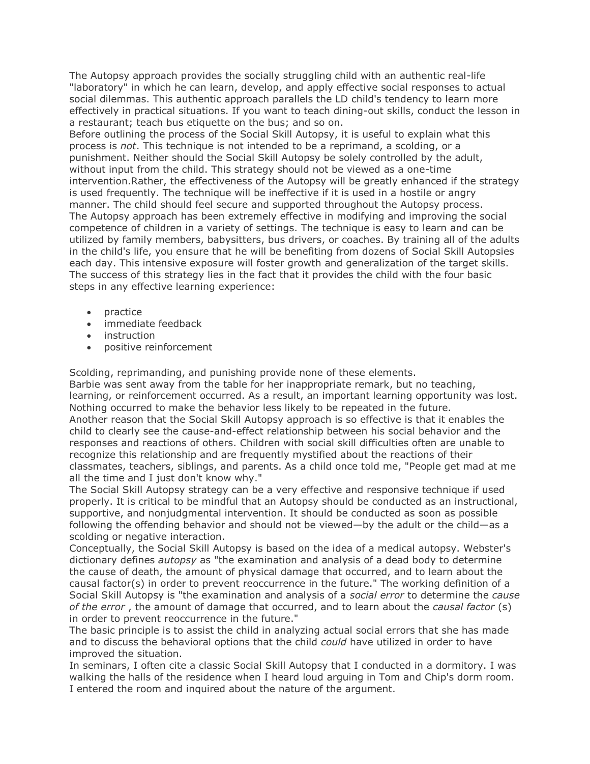The Autopsy approach provides the socially struggling child with an authentic real-life "laboratory" in which he can learn, develop, and apply effective social responses to actual social dilemmas. This authentic approach parallels the LD child's tendency to learn more effectively in practical situations. If you want to teach dining-out skills, conduct the lesson in a restaurant; teach bus etiquette on the bus; and so on.

Before outlining the process of the Social Skill Autopsy, it is useful to explain what this process is *not*. This technique is not intended to be a reprimand, a scolding, or a punishment. Neither should the Social Skill Autopsy be solely controlled by the adult, without input from the child. This strategy should not be viewed as a one-time intervention.Rather, the effectiveness of the Autopsy will be greatly enhanced if the strategy is used frequently. The technique will be ineffective if it is used in a hostile or angry manner. The child should feel secure and supported throughout the Autopsy process.

The Autopsy approach has been extremely effective in modifying and improving the social competence of children in a variety of settings. The technique is easy to learn and can be utilized by family members, babysitters, bus drivers, or coaches. By training all of the adults in the child's life, you ensure that he will be benefiting from dozens of Social Skill Autopsies each day. This intensive exposure will foster growth and generalization of the target skills. The success of this strategy lies in the fact that it provides the child with the four basic steps in any effective learning experience:

- practice
- immediate feedback
- instruction
- positive reinforcement

Scolding, reprimanding, and punishing provide none of these elements.

Barbie was sent away from the table for her inappropriate remark, but no teaching, learning, or reinforcement occurred. As a result, an important learning opportunity was lost. Nothing occurred to make the behavior less likely to be repeated in the future.

Another reason that the Social Skill Autopsy approach is so effective is that it enables the child to clearly see the cause-and-effect relationship between his social behavior and the responses and reactions of others. Children with social skill difficulties often are unable to recognize this relationship and are frequently mystified about the reactions of their classmates, teachers, siblings, and parents. As a child once told me, "People get mad at me all the time and I just don't know why."

The Social Skill Autopsy strategy can be a very effective and responsive technique if used properly. It is critical to be mindful that an Autopsy should be conducted as an instructional, supportive, and nonjudgmental intervention. It should be conducted as soon as possible following the offending behavior and should not be viewed—by the adult or the child—as a scolding or negative interaction.

Conceptually, the Social Skill Autopsy is based on the idea of a medical autopsy. Webster's dictionary defines *autopsy* as "the examination and analysis of a dead body to determine the cause of death, the amount of physical damage that occurred, and to learn about the causal factor(s) in order to prevent reoccurrence in the future." The working definition of a Social Skill Autopsy is "the examination and analysis of a *social error* to determine the *cause of the error* , the amount of damage that occurred, and to learn about the *causal factor* (s) in order to prevent reoccurrence in the future."

The basic principle is to assist the child in analyzing actual social errors that she has made and to discuss the behavioral options that the child *could* have utilized in order to have improved the situation.

In seminars, I often cite a classic Social Skill Autopsy that I conducted in a dormitory. I was walking the halls of the residence when I heard loud arguing in Tom and Chip's dorm room. I entered the room and inquired about the nature of the argument.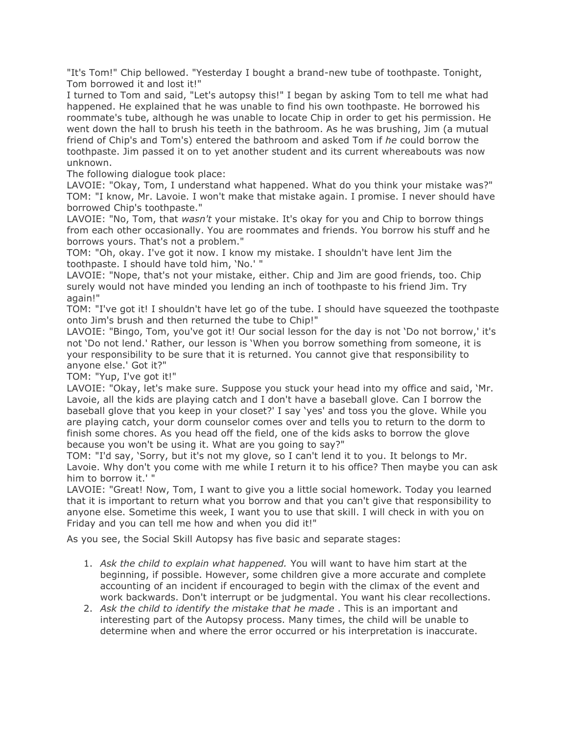"It's Tom!" Chip bellowed. "Yesterday I bought a brand-new tube of toothpaste. Tonight, Tom borrowed it and lost it!"

I turned to Tom and said, "Let's autopsy this!" I began by asking Tom to tell me what had happened. He explained that he was unable to find his own toothpaste. He borrowed his roommate's tube, although he was unable to locate Chip in order to get his permission. He went down the hall to brush his teeth in the bathroom. As he was brushing, Jim (a mutual friend of Chip's and Tom's) entered the bathroom and asked Tom if *he* could borrow the toothpaste. Jim passed it on to yet another student and its current whereabouts was now unknown.

The following dialogue took place:

LAVOIE: "Okay, Tom, I understand what happened. What do you think your mistake was?"

TOM: "I know, Mr. Lavoie. I won't make that mistake again. I promise. I never should have borrowed Chip's toothpaste."

LAVOIE: "No, Tom, that *wasn't* your mistake. It's okay for you and Chip to borrow things from each other occasionally. You are roommates and friends. You borrow his stuff and he borrows yours. That's not a problem."

TOM: "Oh, okay. I've got it now. I know my mistake. I shouldn't have lent Jim the toothpaste. I should have told him, 'No.' "

LAVOIE: "Nope, that's not your mistake, either. Chip and Jim are good friends, too. Chip surely would not have minded you lending an inch of toothpaste to his friend Jim. Try again!"

TOM: "I've got it! I shouldn't have let go of the tube. I should have squeezed the toothpaste onto Jim's brush and then returned the tube to Chip!"

LAVOIE: "Bingo, Tom, you've got it! Our social lesson for the day is not 'Do not borrow,' it's not 'Do not lend.' Rather, our lesson is 'When you borrow something from someone, it is your responsibility to be sure that it is returned. You cannot give that responsibility to anyone else.' Got it?"

TOM: "Yup, I've got it!"

LAVOIE: "Okay, let's make sure. Suppose you stuck your head into my office and said, 'Mr. Lavoie, all the kids are playing catch and I don't have a baseball glove. Can I borrow the baseball glove that you keep in your closet?' I say 'yes' and toss you the glove. While you are playing catch, your dorm counselor comes over and tells you to return to the dorm to finish some chores. As you head off the field, one of the kids asks to borrow the glove because you won't be using it. What are you going to say?"

TOM: "I'd say, 'Sorry, but it's not my glove, so I can't lend it to you. It belongs to Mr. Lavoie. Why don't you come with me while I return it to his office? Then maybe you can ask him to borrow it.' "

LAVOIE: "Great! Now, Tom, I want to give you a little social homework. Today you learned that it is important to return what you borrow and that you can't give that responsibility to anyone else. Sometime this week, I want you to use that skill. I will check in with you on Friday and you can tell me how and when you did it!"

As you see, the Social Skill Autopsy has five basic and separate stages:

1. *Ask the child to explain what happened.* You will want to have him start at the beginning, if possible. However, some children give a more accurate and complete accounting of an incident if encouraged to begin with the climax of the event and work backwards. Don't interrupt or be judgmental. You want his clear recollections.
2. *Ask the child to identify the mistake that he made* . This is an important and interesting part of the Autopsy process. Many times, the child will be unable to determine when and where the error occurred or his interpretation is inaccurate.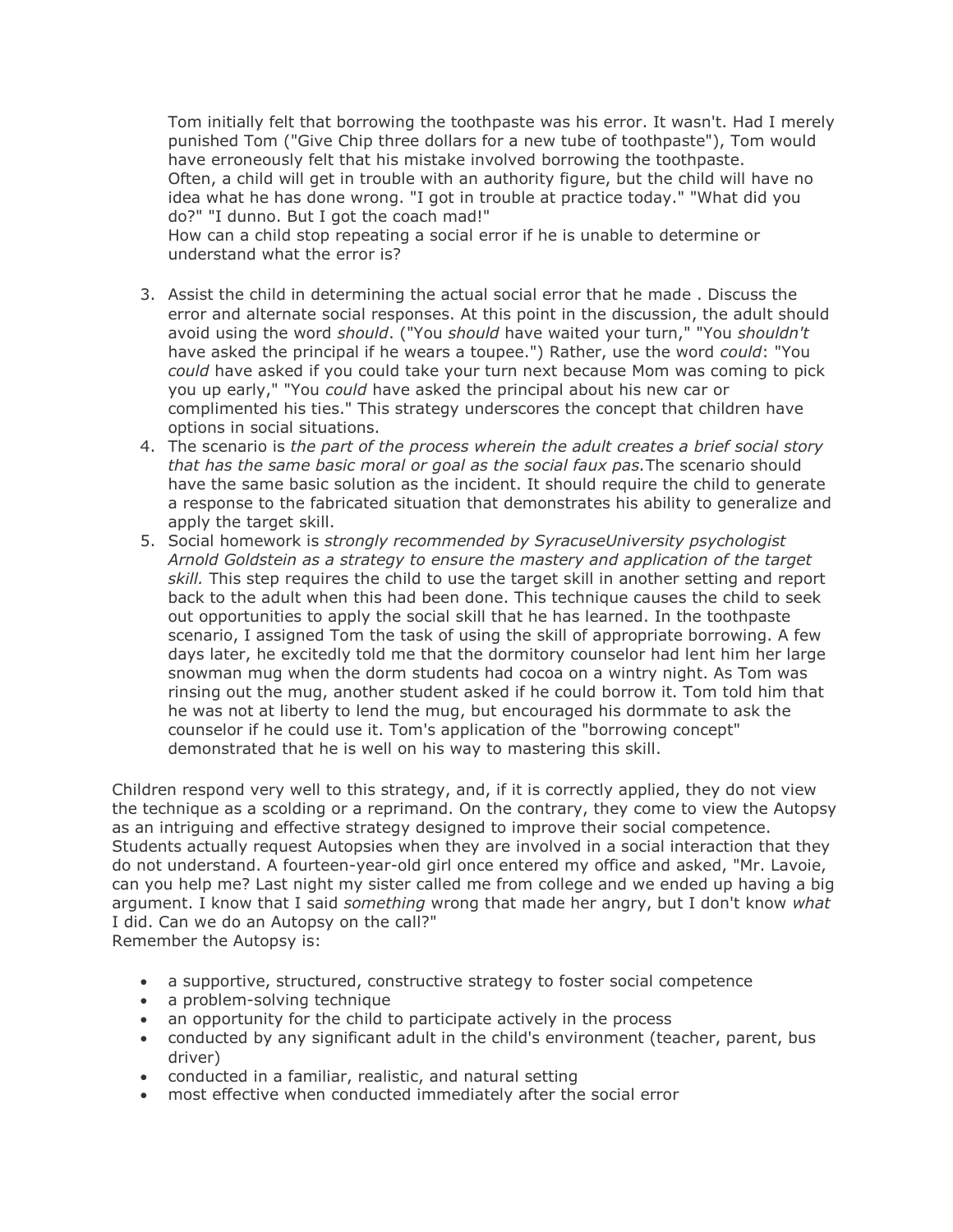Tom initially felt that borrowing the toothpaste was his error. It wasn't. Had I merely punished Tom ("Give Chip three dollars for a new tube of toothpaste"), Tom would have erroneously felt that his mistake involved borrowing the toothpaste.
Often, a child will get in trouble with an authority figure, but the child will have no idea what he has done wrong. "I got in trouble at practice today." "What did you do?" "I dunno. But I got the coach mad!"
How can a child stop repeating a social error if he is unable to determine or understand what the error is?

3. Assist the child in determining the actual social error that he made . Discuss the error and alternate social responses. At this point in the discussion, the adult should avoid using the word *should*. ("You *should* have waited your turn," "You *shouldn't* have asked the principal if he wears a toupee.") Rather, use the word *could*: "You *could* have asked if you could take your turn next because Mom was coming to pick you up early," "You *could* have asked the principal about his new car or complimented his ties." This strategy underscores the concept that children have options in social situations.
4. The scenario is *the part of the process wherein the adult creates a brief social story that has the same basic moral or goal as the social faux pas.* The scenario should have the same basic solution as the incident. It should require the child to generate a response to the fabricated situation that demonstrates his ability to generalize and apply the target skill.
5. Social homework is *strongly recommended by SyracuseUniversity psychologist Arnold Goldstein as a strategy to ensure the mastery and application of the target skill.* This step requires the child to use the target skill in another setting and report back to the adult when this had been done. This technique causes the child to seek out opportunities to apply the social skill that he has learned. In the toothpaste scenario, I assigned Tom the task of using the skill of appropriate borrowing. A few days later, he excitedly told me that the dormitory counselor had lent him her large snowman mug when the dorm students had cocoa on a wintry night. As Tom was rinsing out the mug, another student asked if he could borrow it. Tom told him that he was not at liberty to lend the mug, but encouraged his dormmate to ask the counselor if he could use it. Tom's application of the "borrowing concept" demonstrated that he is well on his way to mastering this skill.

Children respond very well to this strategy, and, if it is correctly applied, they do not view the technique as a scolding or a reprimand. On the contrary, they come to view the Autopsy as an intriguing and effective strategy designed to improve their social competence. Students actually request Autopsies when they are involved in a social interaction that they do not understand. A fourteen-year-old girl once entered my office and asked, "Mr. Lavoie, can you help me? Last night my sister called me from college and we ended up having a big argument. I know that I said *something* wrong that made her angry, but I don't know *what* I did. Can we do an Autopsy on the call?"
Remember the Autopsy is:

- a supportive, structured, constructive strategy to foster social competence
- a problem-solving technique
- an opportunity for the child to participate actively in the process
- conducted by any significant adult in the child's environment (teacher, parent, bus driver)
- conducted in a familiar, realistic, and natural setting
- most effective when conducted immediately after the social error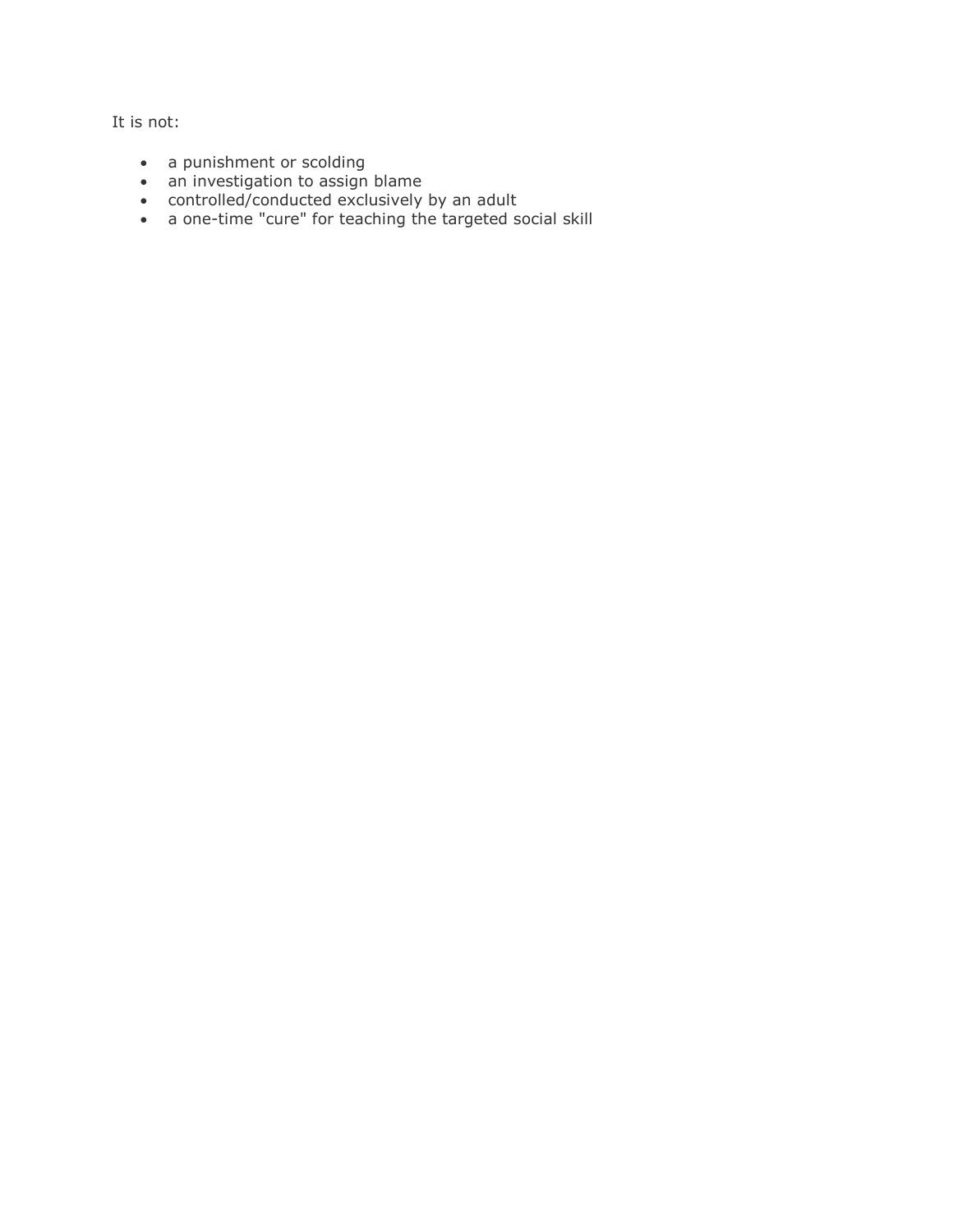It is not:

- a punishment or scolding
- an investigation to assign blame
- controlled/conducted exclusively by an adult
- a one-time "cure" for teaching the targeted social skill